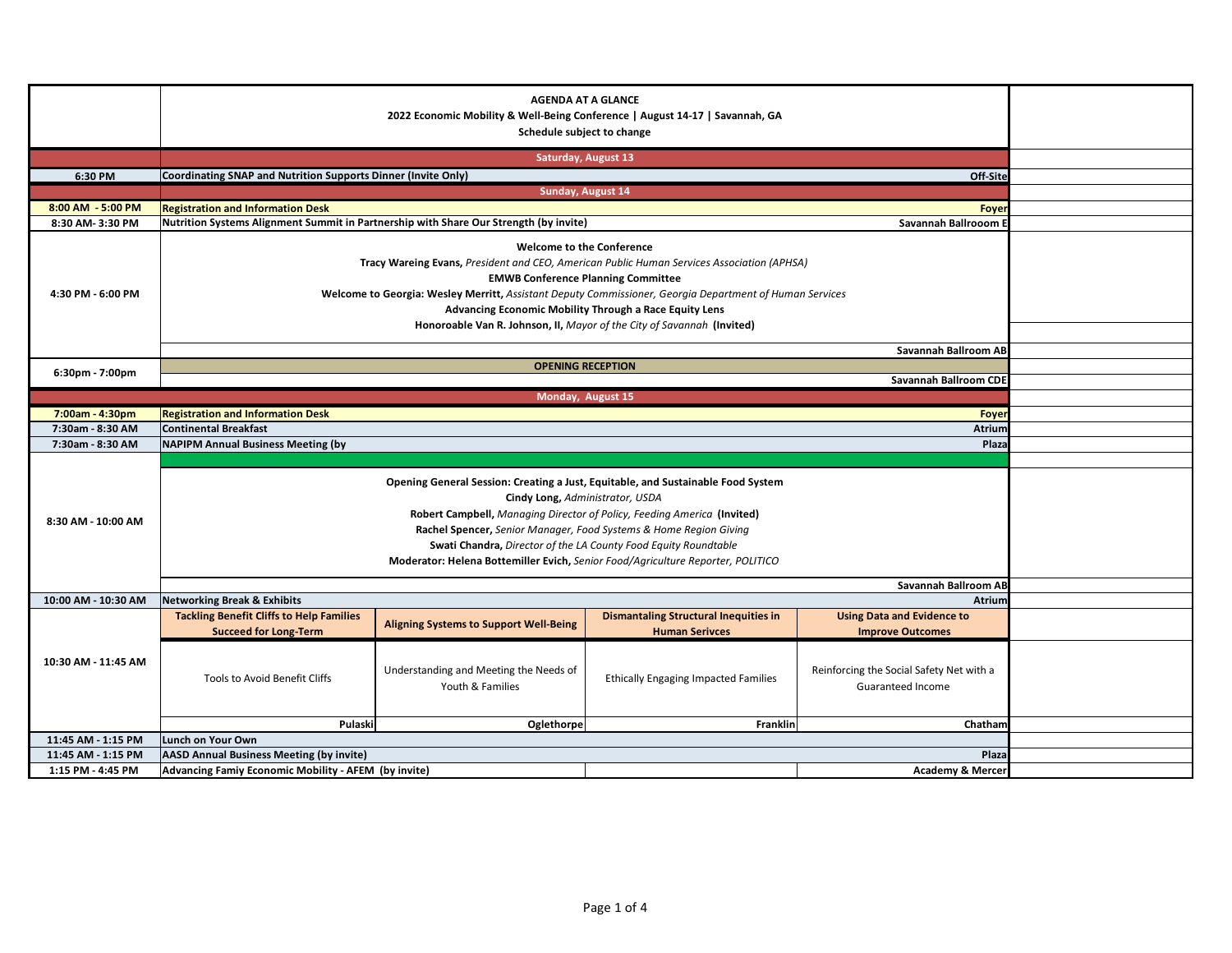**AGENDA AT A GLANCE**
**2022 Economic Mobility & Well-Being Conference | August 14-17 | Savannah, GA**
**Schedule subject to change**

| Time | Session | | | | Location |
|---|---|---|---|---|---|
| | **Saturday, August 13** | | | | |
| **6:30 PM** | **Coordinating SNAP and Nutrition Supports Dinner (Invite Only)** | | | | **Off-Site** |
| | **Sunday, August 14** | | | | |
| **8:00 AM - 5:00 PM** | **Registration and Information Desk** | | | | **Foyer** |
| **8:30 AM- 3:30 PM** | **Nutrition Systems Alignment Summit in Partnership with Share Our Strength (by invite)** | | | | **Savannah Ballrooom E** |
| **4:30 PM - 6:00 PM** | **Welcome to the Conference**<br>**Tracy Wareing Evans,** *President and CEO, American Public Human Services Association (APHSA)*<br>**EMWB Conference Planning Committee**<br>**Welcome to Georgia: Wesley Merritt,** *Assistant Deputy Commissioner, Georgia Department of Human Services*<br>**Advancing Economic Mobility Through a Race Equity Lens**<br>**Honoroable Van R. Johnson, II,** *Mayor of the City of Savannah* **(Invited)** | | | | **Savannah Ballroom AB** |
| **6:30pm - 7:00pm** | **OPENING RECEPTION** | | | | **Savannah Ballroom CDE** |
| | **Monday, August 15** | | | | |
| **7:00am - 4:30pm** | **Registration and Information Desk** | | | | **Foyer** |
| **7:30am - 8:30 AM** | **Continental Breakfast** | | | | **Atrium** |
| **7:30am - 8:30 AM** | **NAPIPM Annual Business Meeting (by** | | | | **Plaza** |
| **8:30 AM - 10:00 AM** | **Opening General Session: Creating a Just, Equitable, and Sustainable Food System**<br>**Cindy Long,** *Administrator, USDA*<br>**Robert Campbell,** *Managing Director of Policy, Feeding America* **(Invited)**<br>**Rachel Spencer,** *Senior Manager, Food Systems & Home Region Giving*<br>**Swati Chandra,** *Director of the LA County Food Equity Roundtable*<br>**Moderator: Helena Bottemiller Evich,** *Senior Food/Agriculture Reporter, POLITICO* | | | | **Savannah Ballroom AB** |
| **10:00 AM - 10:30 AM** | **Networking Break & Exhibits** | | | | **Atrium** |
| **10:30 AM - 11:45 AM** | **Tackling Benefit Cliffs to Help Families Succeed for Long-Term** | **Aligning Systems to Support Well-Being** | **Dismantaling Structural Inequities in Human Serivces** | **Using Data and Evidence to Improve Outcomes** | |
| | Tools to Avoid Benefit Cliffs | Understanding and Meeting the Needs of Youth & Families | Ethically Engaging Impacted Families | Reinforcing the Social Safety Net with a Guaranteed Income | |
| | **Pulaski** | **Oglethorpe** | **Franklin** | **Chatham** | |
| **11:45 AM - 1:15 PM** | **Lunch on Your Own** | | | | |
| **11:45 AM - 1:15 PM** | **AASD Annual Business Meeting (by invite)** | | | | **Plaza** |
| **1:15 PM - 4:45 PM** | **Advancing Famiy Economic Mobility - AFEM (by invite)** | | | | **Academy & Mercer** |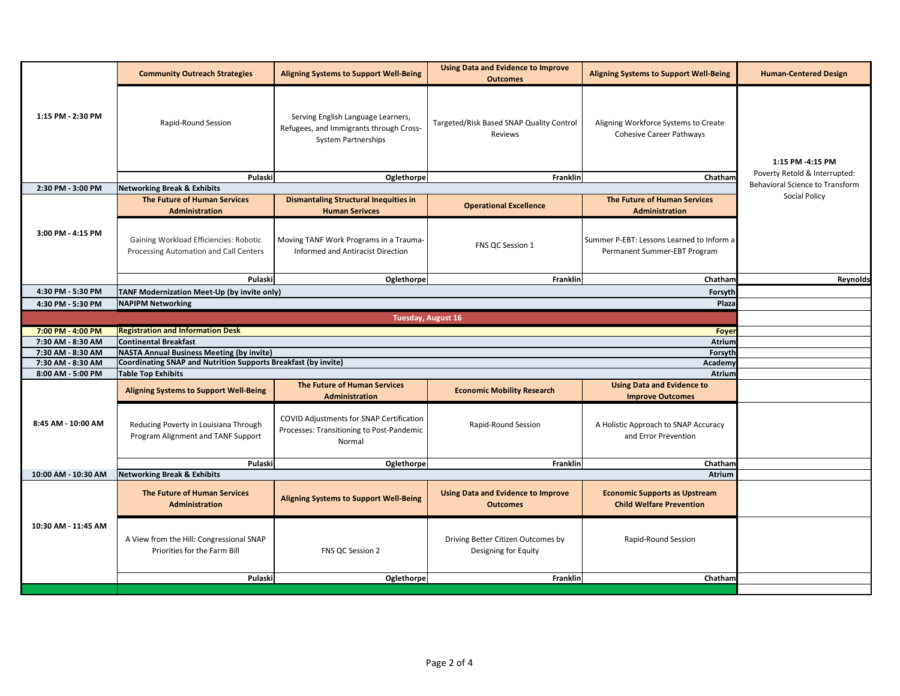| Time | Track 1 | Track 2 | Track 3 | Track 4 | Track 5 |
| --- | --- | --- | --- | --- | --- |
| 1:15 PM - 2:30 PM | **Community Outreach Strategies** | **Aligning Systems to Support Well-Being** | **Using Data and Evidence to Improve Outcomes** | **Aligning Systems to Support Well-Being** | **Human-Centered Design** |
| | Rapid-Round Session | Serving English Language Learners, Refugees, and Immigrants through Cross-System Partnerships | Targeted/Risk Based SNAP Quality Control Reviews | Aligning Workforce Systems to Create Cohesive Career Pathways | **1:15 PM -4:15 PM** Poverty Retold & Interrupted: Behavioral Science to Transform Social Policy |
| | Pulaski | Oglethorpe | Franklin | Chatham | |
| 2:30 PM - 3:00 PM | **Networking Break & Exhibits** | | | | |
| 3:00 PM - 4:15 PM | **The Future of Human Services Administration** | **Dismantaling Structural Inequities in Human Serivces** | **Operational Excellence** | **The Future of Human Services Administration** | |
| | Gaining Workload Efficiencies: Robotic Processing Automation and Call Centers | Moving TANF Work Programs in a Trauma-Informed and Antiracist Direction | FNS QC Session 1 | Summer P-EBT: Lessons Learned to Inform a Permanent Summer-EBT Program | |
| | Pulaski | Oglethorpe | Franklin | Chatham | Reynolds |
| 4:30 PM - 5:30 PM | **TANF Modernization Meet-Up (by invite only)** | | | Forsyth | |
| 4:30 PM - 5:30 PM | **NAPIPM Networking** | | | Plaza | |
| | **Tuesday, August 16** | | | | |
| 7:00 PM - 4:00 PM | **Registration and Information Desk** | | | Foyer | |
| 7:30 AM - 8:30 AM | **Continental Breakfast** | | | Atrium | |
| 7:30 AM - 8:30 AM | **NASTA Annual Business Meeting (by invite)** | | | Forsyth | |
| 7:30 AM - 8:30 AM | **Coordinating SNAP and Nutrition Supports Breakfast (by invite)** | | | Academy | |
| 8:00 AM - 5:00 PM | **Table Top Exhibits** | | | Atrium | |
| 8:45 AM - 10:00 AM | **Aligning Systems to Support Well-Being** | **The Future of Human Services Administration** | **Economic Mobility Research** | **Using Data and Evidence to Improve Outcomes** | |
| | Reducing Poverty in Louisiana Through Program Alignment and TANF Support | COVID Adjustments for SNAP Certification Processes: Transitioning to Post-Pandemic Normal | Rapid-Round Session | A Holistic Approach to SNAP Accuracy and Error Prevention | |
| | Pulaski | Oglethorpe | Franklin | Chatham | |
| 10:00 AM - 10:30 AM | **Networking Break & Exhibits** | | | Atrium | |
| 10:30 AM - 11:45 AM | **The Future of Human Services Administration** | **Aligning Systems to Support Well-Being** | **Using Data and Evidence to Improve Outcomes** | **Economic Supports as Upstream Child Welfare Prevention** | |
| | A View from the Hill: Congressional SNAP Priorities for the Farm Bill | FNS QC Session 2 | Driving Better Citizen Outcomes by Designing for Equity | Rapid-Round Session | |
| | Pulaski | Oglethorpe | Franklin | Chatham | |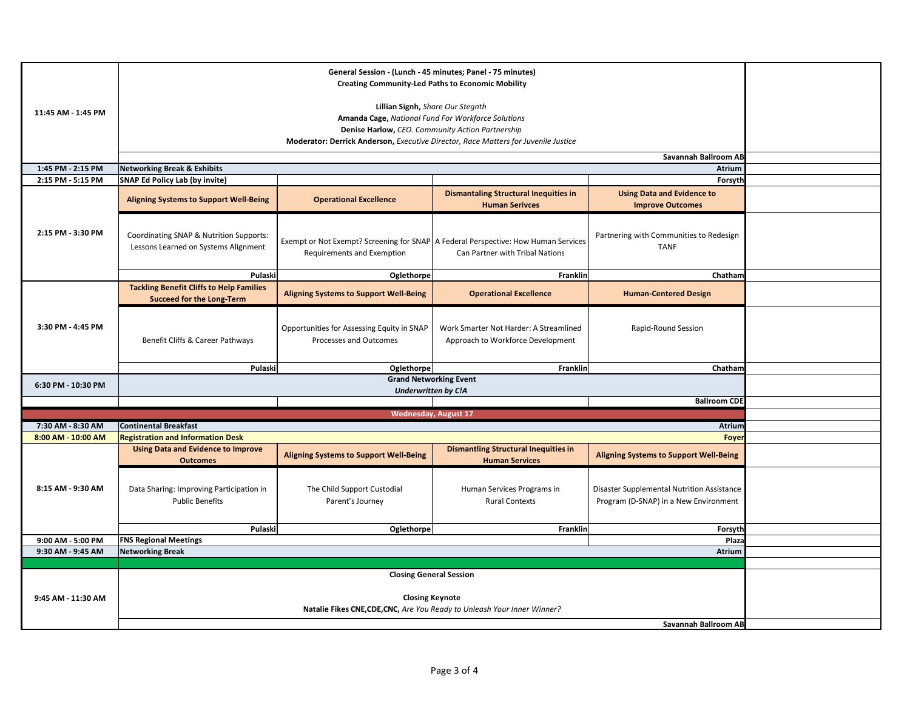| Time | | | | | |
|---|---|---|---|---|---|
| 11:45 AM - 1:45 PM | **General Session - (Lunch - 45 minutes; Panel - 75 minutes)**<br>**Creating Community-Led Paths to Economic Mobility**<br><br>**Lillian Signh,** *Share Our Stegnth*<br>**Amanda Cage,** *National Fund For Workforce Solutions*<br>**Denise Harlow,** *CEO. Community Action Partnership*<br>**Moderator: Derrick Anderson,** *Executive Director, Race Matters for Juvenile Justice*<br><br>**Savannah Ballroom AB** | | | | |
| 1:45 PM - 2:15 PM | **Networking Break & Exhibits** | | | **Atrium** | |
| 2:15 PM - 5:15 PM | **SNAP Ed Policy Lab (by invite)** | | | **Forsyth** | |
| 2:15 PM - 3:30 PM | **Aligning Systems to Support Well-Being** | **Operational Excellence** | **Dismantaling Structural Inequities in Human Serivces** | **Using Data and Evidence to Improve Outcomes** | |
| | Coordinating SNAP & Nutrition Supports: Lessons Learned on Systems Alignment | Exempt or Not Exempt? Screening for SNAP Requirements and Exemption | A Federal Perspective: How Human Services Can Partner with Tribal Nations | Partnering with Communities to Redesign TANF | |
| | **Pulaski** | **Oglethorpe** | **Franklin** | **Chatham** | |
| 3:30 PM - 4:45 PM | **Tackling Benefit Cliffs to Help Families Succeed for the Long-Term** | **Aligning Systems to Support Well-Being** | **Operational Excellence** | **Human-Centered Design** | |
| | Benefit Cliffs & Career Pathways | Opportunities for Assessing Equity in SNAP Processes and Outcomes | Work Smarter Not Harder: A Streamlined Approach to Workforce Development | Rapid-Round Session | |
| | **Pulaski** | **Oglethorpe** | **Franklin** | **Chatham** | |
| 6:30 PM - 10:30 PM | **Grand Networking Event**<br>***Underwritten by C!A***<br><br>**Ballroom CDE** | | | | |
| **Wednesday, August 17** | | | | | |
| 7:30 AM - 8:30 AM | **Continental Breakfast** | | | **Atrium** | |
| 8:00 AM - 10:00 AM | **Registration and Information Desk** | | | **Foyer** | |
| 8:15 AM - 9:30 AM | **Using Data and Evidence to Improve Outcomes** | **Aligning Systems to Support Well-Being** | **Dismantling Structural Inequities in Human Services** | **Aligning Systems to Support Well-Being** | |
| | Data Sharing: Improving Participation in Public Benefits | The Child Support Custodial Parent's Journey | Human Services Programs in Rural Contexts | Disaster Supplemental Nutrition Assistance Program (D-SNAP) in a New Environment | |
| | **Pulaski** | **Oglethorpe** | **Franklin** | **Forsyth** | |
| 9:00 AM - 5:00 PM | **FNS Regional Meetings** | | | **Plaza** | |
| 9:30 AM - 9:45 AM | **Networking Break** | | | **Atrium** | |
| 9:45 AM - 11:30 AM | **Closing General Session**<br><br>**Closing Keynote**<br>**Natalie Fikes CNE,CDE,CNC,** *Are You Ready to Unleash Your Inner Winner?*<br><br>**Savannah Ballroom AB** | | | | |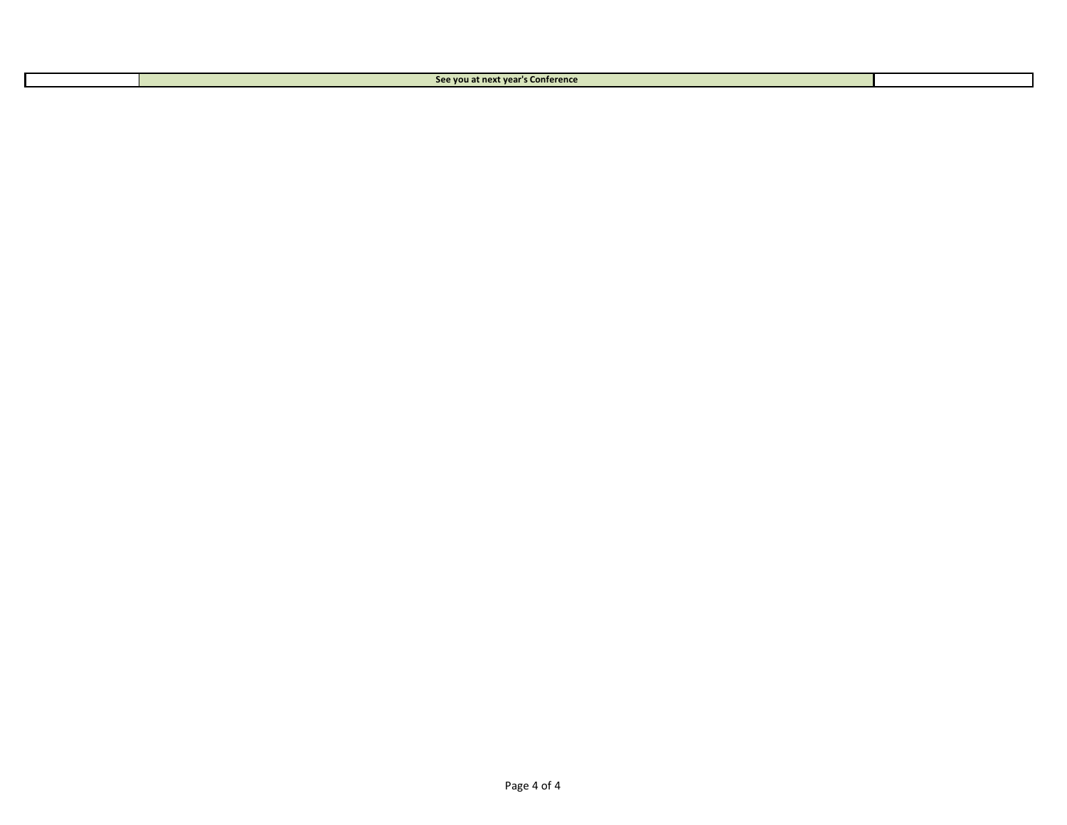| | | |
|---|---|---|
| | **See you at next year's Conference** | |